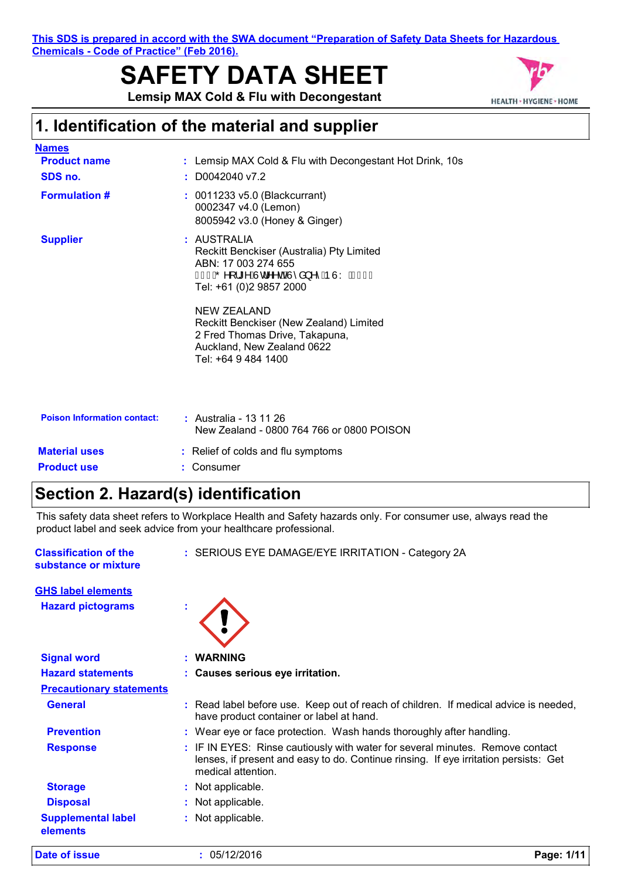This SDS is prepared in accord with the SWA document "Preparation of Safety Data Sheets for Hazardous Chemicals - Code of Practice" (Feb 2016).

# SAFETY DATA SHEET

**Lemsip MAX Cold & Flu with Decongestant**

## 1. Identification of the material and supplier

**Names**

| | |
|---|---|
| **Product name** | : Lemsip MAX Cold & Flu with Decongestant Hot Drink, 10s |
| **SDS no.** | : D0042040 v7.2 |
| **Formulation #** | : 0011233 v5.0 (Blackcurrant)<br>0002347 v4.0 (Lemon)<br>8005942 v3.0 (Honey & Ginger) |
| **Supplier** | : AUSTRALIA<br>Reckitt Benckiser (Australia) Pty Limited<br>ABN: 17 003 274 655<br>ÿÿÿ* HRUJH6WUHHW6\GQH\1 6: ÿÿÿÿ<br>Tel: +61 (0)2 9857 2000<br><br>NEW ZEALAND<br>Reckitt Benckiser (New Zealand) Limited<br>2 Fred Thomas Drive, Takapuna,<br>Auckland, New Zealand 0622<br>Tel: +64 9 484 1400 |
| **Poison Information contact:** | : Australia - 13 11 26<br>New Zealand - 0800 764 766 or 0800 POISON |
| **Material uses** | : Relief of colds and flu symptoms |
| **Product use** | : Consumer |

## Section 2. Hazard(s) identification

This safety data sheet refers to Workplace Health and Safety hazards only. For consumer use, always read the product label and seek advice from your healthcare professional.

| | |
|---|---|
| **Classification of the substance or mixture** | : SERIOUS EYE DAMAGE/EYE IRRITATION - Category 2A |

**GHS label elements**

| | |
|---|---|
| **Hazard pictograms** | : |
| **Signal word** | : **WARNING** |
| **Hazard statements** | : **Causes serious eye irritation.** |

**Precautionary statements**

| | |
|---|---|
| **General** | : Read label before use. Keep out of reach of children. If medical advice is needed, have product container or label at hand. |
| **Prevention** | : Wear eye or face protection. Wash hands thoroughly after handling. |
| **Response** | : IF IN EYES: Rinse cautiously with water for several minutes. Remove contact lenses, if present and easy to do. Continue rinsing. If eye irritation persists: Get medical attention. |
| **Storage** | : Not applicable. |
| **Disposal** | : Not applicable. |
| **Supplemental label elements** | : Not applicable. |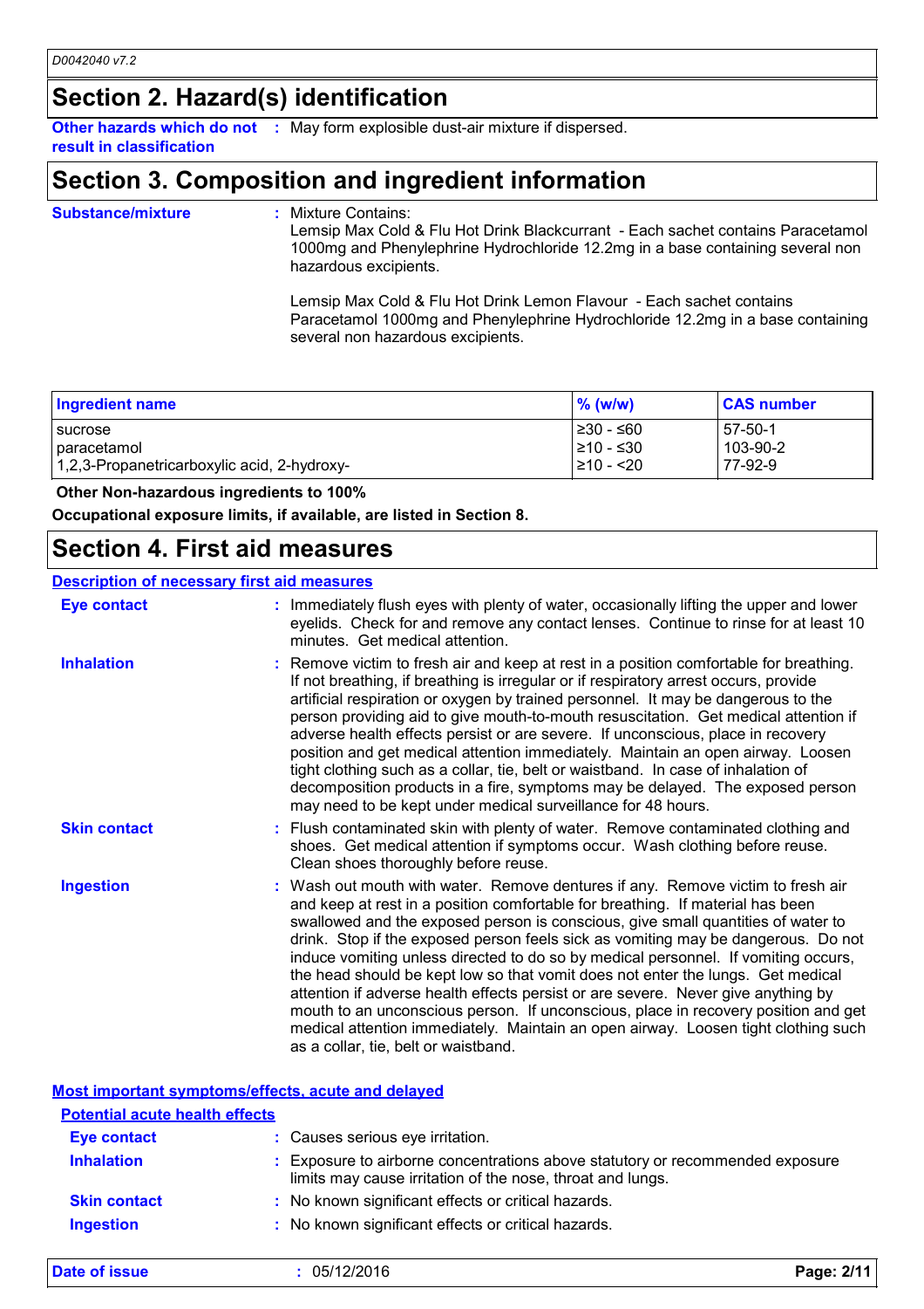## Section 2. Hazard(s) identification

**Other hazards which do not result in classification** : May form explosible dust-air mixture if dispersed.

## Section 3. Composition and ingredient information

**Substance/mixture** : Mixture Contains:
Lemsip Max Cold & Flu Hot Drink Blackcurrant - Each sachet contains Paracetamol 1000mg and Phenylephrine Hydrochloride 12.2mg in a base containing several non hazardous excipients.

Lemsip Max Cold & Flu Hot Drink Lemon Flavour - Each sachet contains Paracetamol 1000mg and Phenylephrine Hydrochloride 12.2mg in a base containing several non hazardous excipients.

| Ingredient name | % (w/w) | CAS number |
|---|---|---|
| sucrose | ≥30 - ≤60 | 57-50-1 |
| paracetamol | ≥10 - ≤30 | 103-90-2 |
| 1,2,3-Propanetricarboxylic acid, 2-hydroxy- | ≥10 - <20 | 77-92-9 |

**Other Non-hazardous ingredients to 100%**

**Occupational exposure limits, if available, are listed in Section 8.**

## Section 4. First aid measures

### Description of necessary first aid measures

**Eye contact** : Immediately flush eyes with plenty of water, occasionally lifting the upper and lower eyelids. Check for and remove any contact lenses. Continue to rinse for at least 10 minutes. Get medical attention.

**Inhalation** : Remove victim to fresh air and keep at rest in a position comfortable for breathing. If not breathing, if breathing is irregular or if respiratory arrest occurs, provide artificial respiration or oxygen by trained personnel. It may be dangerous to the person providing aid to give mouth-to-mouth resuscitation. Get medical attention if adverse health effects persist or are severe. If unconscious, place in recovery position and get medical attention immediately. Maintain an open airway. Loosen tight clothing such as a collar, tie, belt or waistband. In case of inhalation of decomposition products in a fire, symptoms may be delayed. The exposed person may need to be kept under medical surveillance for 48 hours.

**Skin contact** : Flush contaminated skin with plenty of water. Remove contaminated clothing and shoes. Get medical attention if symptoms occur. Wash clothing before reuse. Clean shoes thoroughly before reuse.

**Ingestion** : Wash out mouth with water. Remove dentures if any. Remove victim to fresh air and keep at rest in a position comfortable for breathing. If material has been swallowed and the exposed person is conscious, give small quantities of water to drink. Stop if the exposed person feels sick as vomiting may be dangerous. Do not induce vomiting unless directed to do so by medical personnel. If vomiting occurs, the head should be kept low so that vomit does not enter the lungs. Get medical attention if adverse health effects persist or are severe. Never give anything by mouth to an unconscious person. If unconscious, place in recovery position and get medical attention immediately. Maintain an open airway. Loosen tight clothing such as a collar, tie, belt or waistband.

### Most important symptoms/effects, acute and delayed

#### Potential acute health effects

**Eye contact** : Causes serious eye irritation.

**Inhalation** : Exposure to airborne concentrations above statutory or recommended exposure limits may cause irritation of the nose, throat and lungs.

**Skin contact** : No known significant effects or critical hazards.

**Ingestion** : No known significant effects or critical hazards.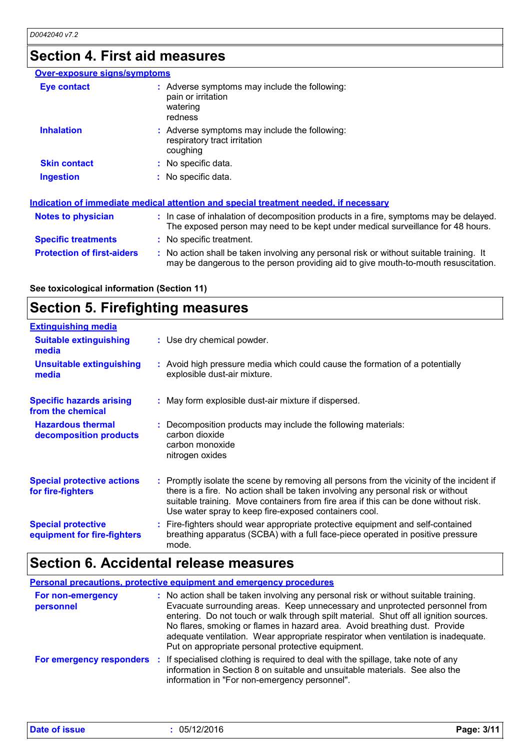## Section 4. First aid measures

**Over-exposure signs/symptoms**

| | |
|---|---|
| **Eye contact** | : Adverse symptoms may include the following:<br>pain or irritation<br>watering<br>redness |
| **Inhalation** | : Adverse symptoms may include the following:<br>respiratory tract irritation<br>coughing |
| **Skin contact** | : No specific data. |
| **Ingestion** | : No specific data. |

**Indication of immediate medical attention and special treatment needed, if necessary**

| | |
|---|---|
| **Notes to physician** | : In case of inhalation of decomposition products in a fire, symptoms may be delayed. The exposed person may need to be kept under medical surveillance for 48 hours. |
| **Specific treatments** | : No specific treatment. |
| **Protection of first-aiders** | : No action shall be taken involving any personal risk or without suitable training. It may be dangerous to the person providing aid to give mouth-to-mouth resuscitation. |

**See toxicological information (Section 11)**

## Section 5. Firefighting measures

**Extinguishing media**

| | |
|---|---|
| **Suitable extinguishing media** | : Use dry chemical powder. |
| **Unsuitable extinguishing media** | : Avoid high pressure media which could cause the formation of a potentially explosive dust-air mixture. |
| **Specific hazards arising from the chemical** | : May form explosible dust-air mixture if dispersed. |
| **Hazardous thermal decomposition products** | : Decomposition products may include the following materials:<br>carbon dioxide<br>carbon monoxide<br>nitrogen oxides |
| **Special protective actions for fire-fighters** | : Promptly isolate the scene by removing all persons from the vicinity of the incident if there is a fire. No action shall be taken involving any personal risk or without suitable training. Move containers from fire area if this can be done without risk. Use water spray to keep fire-exposed containers cool. |
| **Special protective equipment for fire-fighters** | : Fire-fighters should wear appropriate protective equipment and self-contained breathing apparatus (SCBA) with a full face-piece operated in positive pressure mode. |

## Section 6. Accidental release measures

**Personal precautions, protective equipment and emergency procedures**

| | |
|---|---|
| **For non-emergency personnel** | : No action shall be taken involving any personal risk or without suitable training. Evacuate surrounding areas. Keep unnecessary and unprotected personnel from entering. Do not touch or walk through spilt material. Shut off all ignition sources. No flares, smoking or flames in hazard area. Avoid breathing dust. Provide adequate ventilation. Wear appropriate respirator when ventilation is inadequate. Put on appropriate personal protective equipment. |
| **For emergency responders** | : If specialised clothing is required to deal with the spillage, take note of any information in Section 8 on suitable and unsuitable materials. See also the information in "For non-emergency personnel". |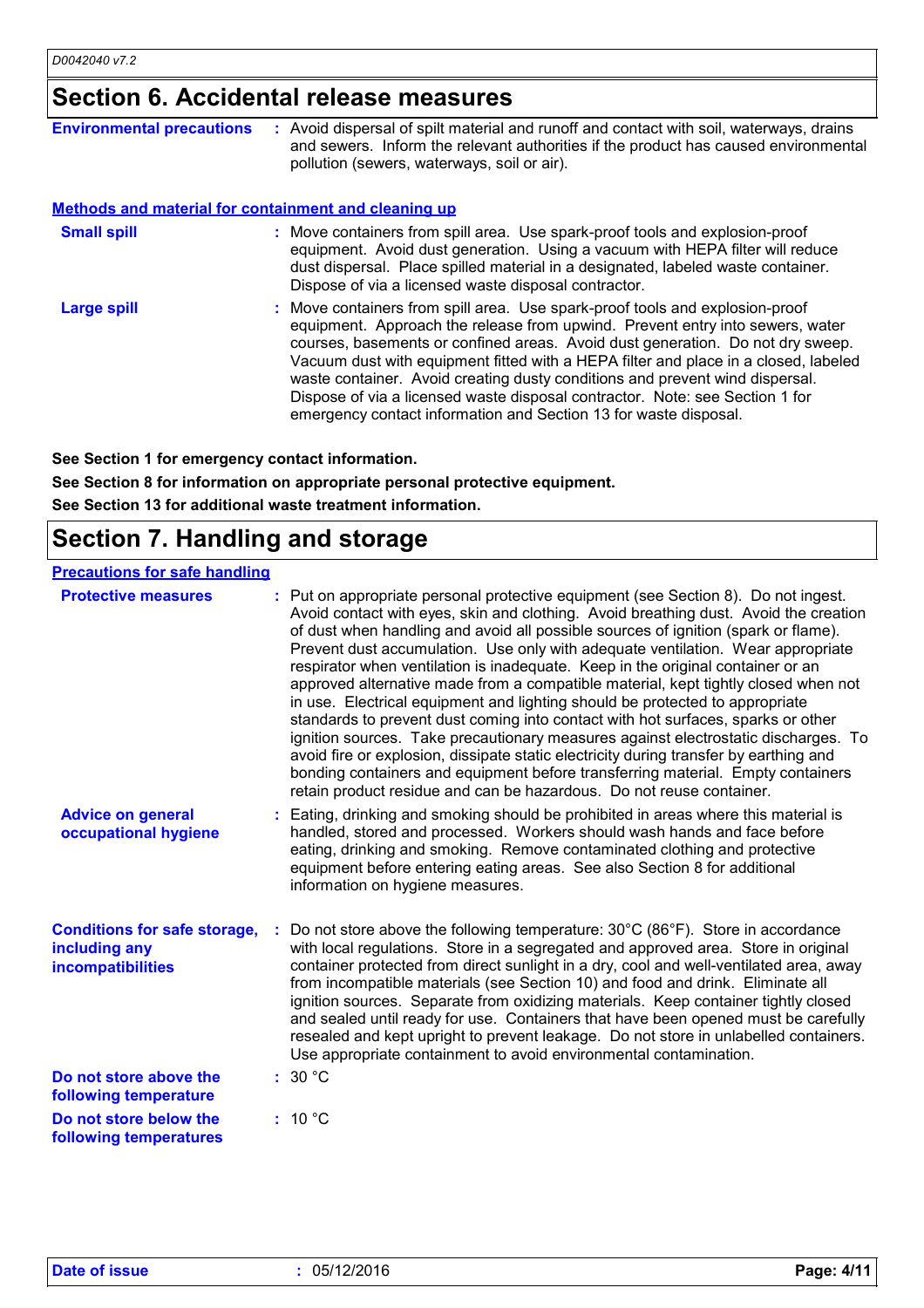## Section 6. Accidental release measures

**Environmental precautions** : Avoid dispersal of spilt material and runoff and contact with soil, waterways, drains and sewers. Inform the relevant authorities if the product has caused environmental pollution (sewers, waterways, soil or air).

### Methods and material for containment and cleaning up

**Small spill** : Move containers from spill area. Use spark-proof tools and explosion-proof equipment. Avoid dust generation. Using a vacuum with HEPA filter will reduce dust dispersal. Place spilled material in a designated, labeled waste container. Dispose of via a licensed waste disposal contractor.

**Large spill** : Move containers from spill area. Use spark-proof tools and explosion-proof equipment. Approach the release from upwind. Prevent entry into sewers, water courses, basements or confined areas. Avoid dust generation. Do not dry sweep. Vacuum dust with equipment fitted with a HEPA filter and place in a closed, labeled waste container. Avoid creating dusty conditions and prevent wind dispersal. Dispose of via a licensed waste disposal contractor. Note: see Section 1 for emergency contact information and Section 13 for waste disposal.

**See Section 1 for emergency contact information.**

**See Section 8 for information on appropriate personal protective equipment.**

**See Section 13 for additional waste treatment information.**

## Section 7. Handling and storage

### Precautions for safe handling

**Protective measures** : Put on appropriate personal protective equipment (see Section 8). Do not ingest. Avoid contact with eyes, skin and clothing. Avoid breathing dust. Avoid the creation of dust when handling and avoid all possible sources of ignition (spark or flame). Prevent dust accumulation. Use only with adequate ventilation. Wear appropriate respirator when ventilation is inadequate. Keep in the original container or an approved alternative made from a compatible material, kept tightly closed when not in use. Electrical equipment and lighting should be protected to appropriate standards to prevent dust coming into contact with hot surfaces, sparks or other ignition sources. Take precautionary measures against electrostatic discharges. To avoid fire or explosion, dissipate static electricity during transfer by earthing and bonding containers and equipment before transferring material. Empty containers retain product residue and can be hazardous. Do not reuse container.

**Advice on general occupational hygiene** : Eating, drinking and smoking should be prohibited in areas where this material is handled, stored and processed. Workers should wash hands and face before eating, drinking and smoking. Remove contaminated clothing and protective equipment before entering eating areas. See also Section 8 for additional information on hygiene measures.

**Conditions for safe storage, including any incompatibilities** : Do not store above the following temperature: 30°C (86°F). Store in accordance with local regulations. Store in a segregated and approved area. Store in original container protected from direct sunlight in a dry, cool and well-ventilated area, away from incompatible materials (see Section 10) and food and drink. Eliminate all ignition sources. Separate from oxidizing materials. Keep container tightly closed and sealed until ready for use. Containers that have been opened must be carefully resealed and kept upright to prevent leakage. Do not store in unlabelled containers. Use appropriate containment to avoid environmental contamination.

**Do not store above the following temperature** : 30 °C

**Do not store below the following temperatures** : 10 °C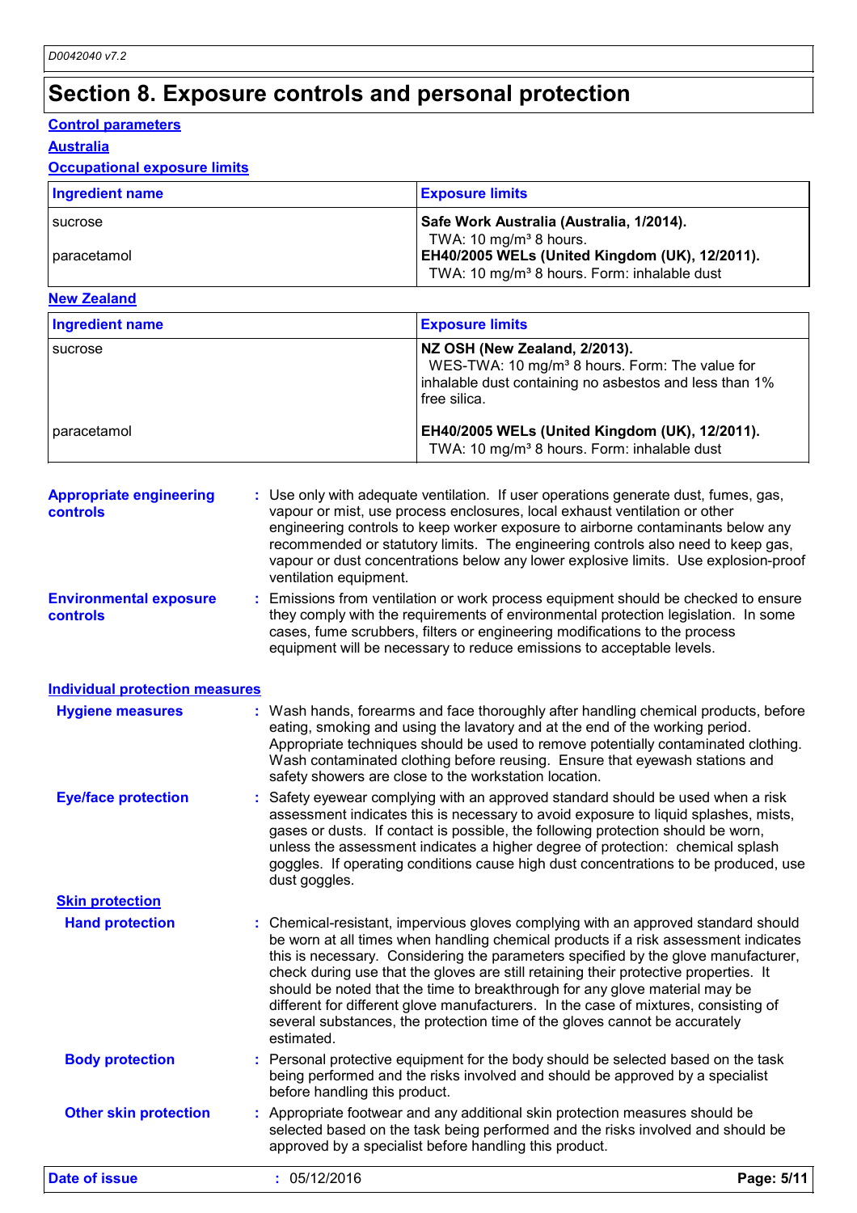# Section 8. Exposure controls and personal protection

**Control parameters**

**Australia**

**Occupational exposure limits**

| Ingredient name | Exposure limits |
|---|---|
| sucrose | **Safe Work Australia (Australia, 1/2014).** TWA: 10 mg/m³ 8 hours. |
| paracetamol | **EH40/2005 WELs (United Kingdom (UK), 12/2011).** TWA: 10 mg/m³ 8 hours. Form: inhalable dust |

**New Zealand**

| Ingredient name | Exposure limits |
|---|---|
| sucrose | **NZ OSH (New Zealand, 2/2013).** WES-TWA: 10 mg/m³ 8 hours. Form: The value for inhalable dust containing no asbestos and less than 1% free silica. |
| paracetamol | **EH40/2005 WELs (United Kingdom (UK), 12/2011).** TWA: 10 mg/m³ 8 hours. Form: inhalable dust |

**Appropriate engineering controls** : Use only with adequate ventilation. If user operations generate dust, fumes, gas, vapour or mist, use process enclosures, local exhaust ventilation or other engineering controls to keep worker exposure to airborne contaminants below any recommended or statutory limits. The engineering controls also need to keep gas, vapour or dust concentrations below any lower explosive limits. Use explosion-proof ventilation equipment.

**Environmental exposure controls** : Emissions from ventilation or work process equipment should be checked to ensure they comply with the requirements of environmental protection legislation. In some cases, fume scrubbers, filters or engineering modifications to the process equipment will be necessary to reduce emissions to acceptable levels.

**Individual protection measures**

**Hygiene measures** : Wash hands, forearms and face thoroughly after handling chemical products, before eating, smoking and using the lavatory and at the end of the working period. Appropriate techniques should be used to remove potentially contaminated clothing. Wash contaminated clothing before reusing. Ensure that eyewash stations and safety showers are close to the workstation location.

**Eye/face protection** : Safety eyewear complying with an approved standard should be used when a risk assessment indicates this is necessary to avoid exposure to liquid splashes, mists, gases or dusts. If contact is possible, the following protection should be worn, unless the assessment indicates a higher degree of protection: chemical splash goggles. If operating conditions cause high dust concentrations to be produced, use dust goggles.

**Skin protection**

**Hand protection** : Chemical-resistant, impervious gloves complying with an approved standard should be worn at all times when handling chemical products if a risk assessment indicates this is necessary. Considering the parameters specified by the glove manufacturer, check during use that the gloves are still retaining their protective properties. It should be noted that the time to breakthrough for any glove material may be different for different glove manufacturers. In the case of mixtures, consisting of several substances, the protection time of the gloves cannot be accurately estimated.

**Body protection** : Personal protective equipment for the body should be selected based on the task being performed and the risks involved and should be approved by a specialist before handling this product.

**Other skin protection** : Appropriate footwear and any additional skin protection measures should be selected based on the task being performed and the risks involved and should be approved by a specialist before handling this product.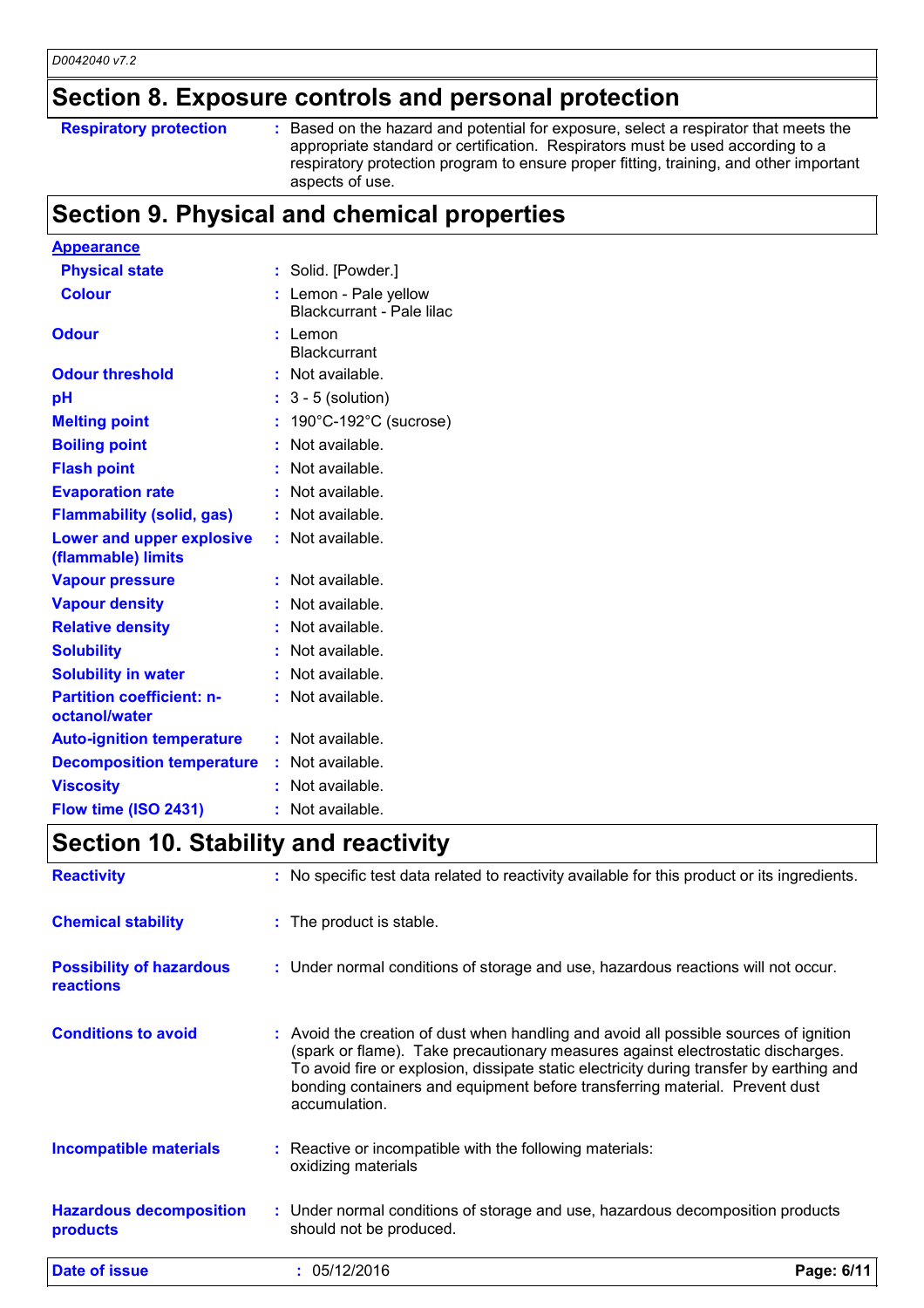## Section 8. Exposure controls and personal protection

| | |
|---|---|
| **Respiratory protection** | Based on the hazard and potential for exposure, select a respirator that meets the appropriate standard or certification. Respirators must be used according to a respiratory protection program to ensure proper fitting, training, and other important aspects of use. |

## Section 9. Physical and chemical properties

**Appearance**

| | |
|---|---|
| **Physical state** | Solid. [Powder.] |
| **Colour** | Lemon - Pale yellow<br>Blackcurrant - Pale lilac |
| **Odour** | Lemon<br>Blackcurrant |
| **Odour threshold** | Not available. |
| **pH** | 3 - 5 (solution) |
| **Melting point** | 190°C-192°C (sucrose) |
| **Boiling point** | Not available. |
| **Flash point** | Not available. |
| **Evaporation rate** | Not available. |
| **Flammability (solid, gas)** | Not available. |
| **Lower and upper explosive (flammable) limits** | Not available. |
| **Vapour pressure** | Not available. |
| **Vapour density** | Not available. |
| **Relative density** | Not available. |
| **Solubility** | Not available. |
| **Solubility in water** | Not available. |
| **Partition coefficient: n-octanol/water** | Not available. |
| **Auto-ignition temperature** | Not available. |
| **Decomposition temperature** | Not available. |
| **Viscosity** | Not available. |
| **Flow time (ISO 2431)** | Not available. |

## Section 10. Stability and reactivity

| | |
|---|---|
| **Reactivity** | No specific test data related to reactivity available for this product or its ingredients. |
| **Chemical stability** | The product is stable. |
| **Possibility of hazardous reactions** | Under normal conditions of storage and use, hazardous reactions will not occur. |
| **Conditions to avoid** | Avoid the creation of dust when handling and avoid all possible sources of ignition (spark or flame). Take precautionary measures against electrostatic discharges. To avoid fire or explosion, dissipate static electricity during transfer by earthing and bonding containers and equipment before transferring material. Prevent dust accumulation. |
| **Incompatible materials** | Reactive or incompatible with the following materials:<br>oxidizing materials |
| **Hazardous decomposition products** | Under normal conditions of storage and use, hazardous decomposition products should not be produced. |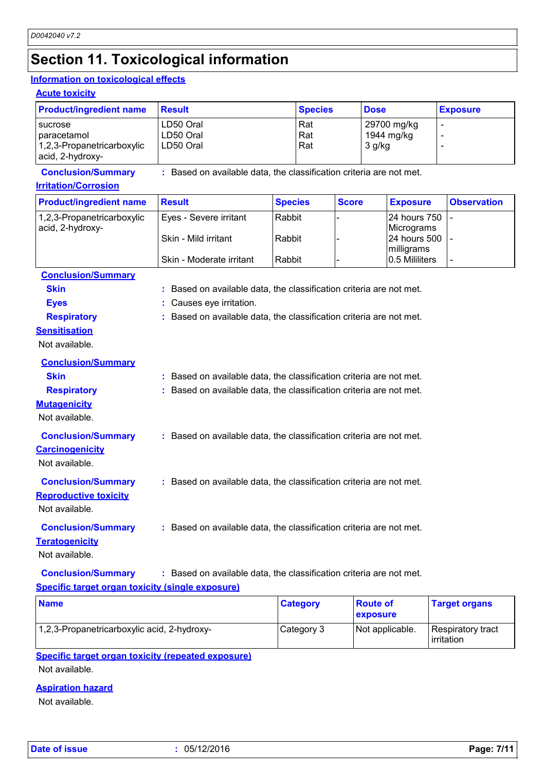# Section 11. Toxicological information

## Information on toxicological effects

### Acute toxicity

| Product/ingredient name | Result | Species | Dose | Exposure |
| --- | --- | --- | --- | --- |
| sucrose | LD50 Oral | Rat | 29700 mg/kg | - |
| paracetamol | LD50 Oral | Rat | 1944 mg/kg | - |
| 1,2,3-Propanetricarboxylic acid, 2-hydroxy- | LD50 Oral | Rat | 3 g/kg | - |

**Conclusion/Summary** : Based on available data, the classification criteria are not met.

### Irritation/Corrosion

| Product/ingredient name | Result | Species | Score | Exposure | Observation |
| --- | --- | --- | --- | --- | --- |
| 1,2,3-Propanetricarboxylic acid, 2-hydroxy- | Eyes - Severe irritant | Rabbit | - | 24 hours 750 Micrograms | - |
| | Skin - Mild irritant | Rabbit | - | 24 hours 500 milligrams | - |
| | Skin - Moderate irritant | Rabbit | - | 0.5 Mililiters | - |

**Conclusion/Summary**

**Skin** : Based on available data, the classification criteria are not met.

**Eyes** : Causes eye irritation.

**Respiratory** : Based on available data, the classification criteria are not met.

### Sensitisation

Not available.

**Conclusion/Summary**

**Skin** : Based on available data, the classification criteria are not met.

**Respiratory** : Based on available data, the classification criteria are not met.

### Mutagenicity

Not available.

**Conclusion/Summary** : Based on available data, the classification criteria are not met.

### Carcinogenicity

Not available.

**Conclusion/Summary** : Based on available data, the classification criteria are not met.

### Reproductive toxicity

Not available.

**Conclusion/Summary** : Based on available data, the classification criteria are not met.

### Teratogenicity

Not available.

**Conclusion/Summary** : Based on available data, the classification criteria are not met.

### Specific target organ toxicity (single exposure)

| Name | Category | Route of exposure | Target organs |
| --- | --- | --- | --- |
| 1,2,3-Propanetricarboxylic acid, 2-hydroxy- | Category 3 | Not applicable. | Respiratory tract irritation |

### Specific target organ toxicity (repeated exposure)

Not available.

### Aspiration hazard

Not available.

**Date of issue** : 05/12/2016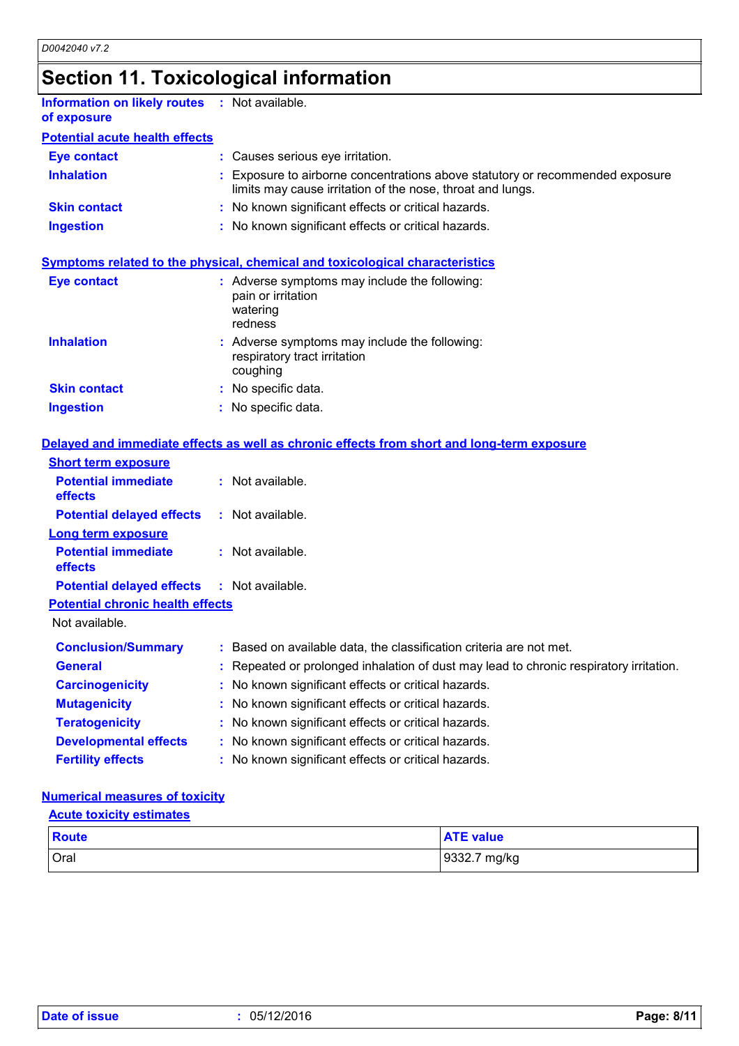# Section 11. Toxicological information

**Information on likely routes of exposure** : Not available.

**Potential acute health effects**

- **Eye contact** : Causes serious eye irritation.
- **Inhalation** : Exposure to airborne concentrations above statutory or recommended exposure limits may cause irritation of the nose, throat and lungs.
- **Skin contact** : No known significant effects or critical hazards.
- **Ingestion** : No known significant effects or critical hazards.

**Symptoms related to the physical, chemical and toxicological characteristics**

- **Eye contact** : Adverse symptoms may include the following:
  pain or irritation
  watering
  redness
- **Inhalation** : Adverse symptoms may include the following:
  respiratory tract irritation
  coughing
- **Skin contact** : No specific data.
- **Ingestion** : No specific data.

**Delayed and immediate effects as well as chronic effects from short and long-term exposure**

**Short term exposure**

- **Potential immediate effects** : Not available.
- **Potential delayed effects** : Not available.

**Long term exposure**

- **Potential immediate effects** : Not available.
- **Potential delayed effects** : Not available.

**Potential chronic health effects**

Not available.

- **Conclusion/Summary** : Based on available data, the classification criteria are not met.
- **General** : Repeated or prolonged inhalation of dust may lead to chronic respiratory irritation.
- **Carcinogenicity** : No known significant effects or critical hazards.
- **Mutagenicity** : No known significant effects or critical hazards.
- **Teratogenicity** : No known significant effects or critical hazards.
- **Developmental effects** : No known significant effects or critical hazards.
- **Fertility effects** : No known significant effects or critical hazards.

**Numerical measures of toxicity**

**Acute toxicity estimates**

| Route | ATE value |
|---|---|
| Oral | 9332.7 mg/kg |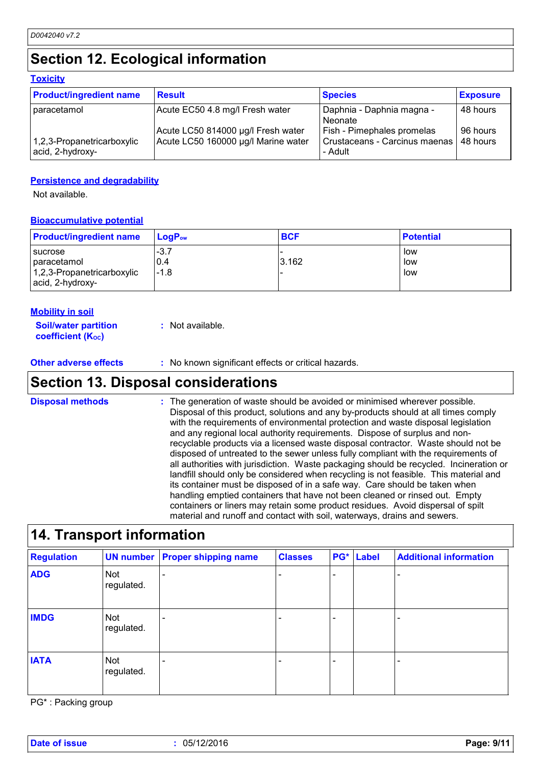# Section 12. Ecological information

### Toxicity

| Product/ingredient name | Result | Species | Exposure |
|---|---|---|---|
| paracetamol | Acute EC50 4.8 mg/l Fresh water | Daphnia - Daphnia magna - Neonate | 48 hours |
| | Acute LC50 814000 µg/l Fresh water | Fish - Pimephales promelas | 96 hours |
| 1,2,3-Propanetricarboxylic acid, 2-hydroxy- | Acute LC50 160000 µg/l Marine water | Crustaceans - Carcinus maenas - Adult | 48 hours |

### Persistence and degradability

Not available.

### Bioaccumulative potential

| Product/ingredient name | $LogP_{ow}$ | BCF | Potential |
|---|---|---|---|
| sucrose | -3.7 | - | low |
| paracetamol | 0.4 | 3.162 | low |
| 1,2,3-Propanetricarboxylic acid, 2-hydroxy- | -1.8 | - | low |

### Mobility in soil

**Soil/water partition coefficient ($K_{OC}$)** : Not available.

**Other adverse effects** : No known significant effects or critical hazards.

# Section 13. Disposal considerations

**Disposal methods** : The generation of waste should be avoided or minimised wherever possible. Disposal of this product, solutions and any by-products should at all times comply with the requirements of environmental protection and waste disposal legislation and any regional local authority requirements. Dispose of surplus and non-recyclable products via a licensed waste disposal contractor. Waste should not be disposed of untreated to the sewer unless fully compliant with the requirements of all authorities with jurisdiction. Waste packaging should be recycled. Incineration or landfill should only be considered when recycling is not feasible. This material and its container must be disposed of in a safe way. Care should be taken when handling emptied containers that have not been cleaned or rinsed out. Empty containers or liners may retain some product residues. Avoid dispersal of spilt material and runoff and contact with soil, waterways, drains and sewers.

# 14. Transport information

| Regulation | UN number | Proper shipping name | Classes | PG* | Label | Additional information |
|---|---|---|---|---|---|---|
| ADG | Not regulated. | - | - | - | | - |
| IMDG | Not regulated. | - | - | - | | - |
| IATA | Not regulated. | - | - | - | | - |

PG* : Packing group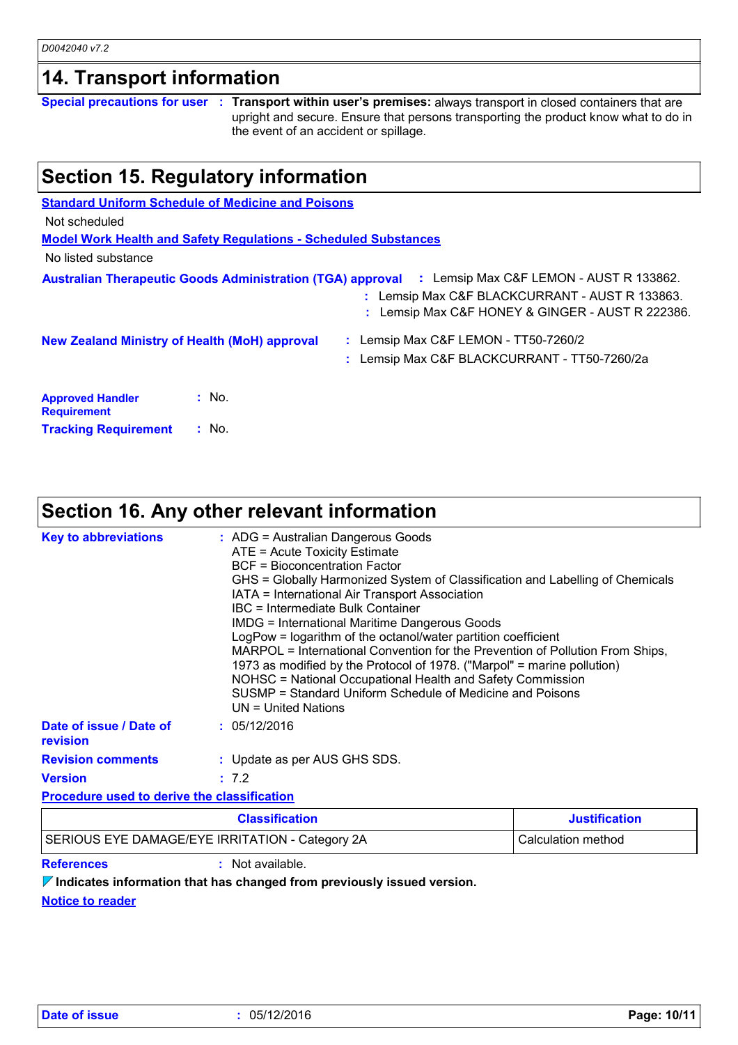## 14. Transport information

**Special precautions for user** : **Transport within user's premises:** always transport in closed containers that are upright and secure. Ensure that persons transporting the product know what to do in the event of an accident or spillage.

## Section 15. Regulatory information

**Standard Uniform Schedule of Medicine and Poisons**

Not scheduled

**Model Work Health and Safety Regulations - Scheduled Substances**

No listed substance

**Australian Therapeutic Goods Administration (TGA) approval** : Lemsip Max C&F LEMON - AUST R 133862.
: Lemsip Max C&F BLACKCURRANT - AUST R 133863.
: Lemsip Max C&F HONEY & GINGER - AUST R 222386.

**New Zealand Ministry of Health (MoH) approval** : Lemsip Max C&F LEMON - TT50-7260/2
: Lemsip Max C&F BLACKCURRANT - TT50-7260/2a

**Approved Handler Requirement** : No.

**Tracking Requirement** : No.

## Section 16. Any other relevant information

**Key to abbreviations** :
ADG = Australian Dangerous Goods
ATE = Acute Toxicity Estimate
BCF = Bioconcentration Factor
GHS = Globally Harmonized System of Classification and Labelling of Chemicals
IATA = International Air Transport Association
IBC = Intermediate Bulk Container
IMDG = International Maritime Dangerous Goods
LogPow = logarithm of the octanol/water partition coefficient
MARPOL = International Convention for the Prevention of Pollution From Ships, 1973 as modified by the Protocol of 1978. ("Marpol" = marine pollution)
NOHSC = National Occupational Health and Safety Commission
SUSMP = Standard Uniform Schedule of Medicine and Poisons
UN = United Nations

**Date of issue / Date of revision** : 05/12/2016

**Revision comments** : Update as per AUS GHS SDS.

**Version** : 7.2

**Procedure used to derive the classification**

| Classification | Justification |
|---|---|
| SERIOUS EYE DAMAGE/EYE IRRITATION - Category 2A | Calculation method |

**References** : Not available.

**Indicates information that has changed from previously issued version.**

**Notice to reader**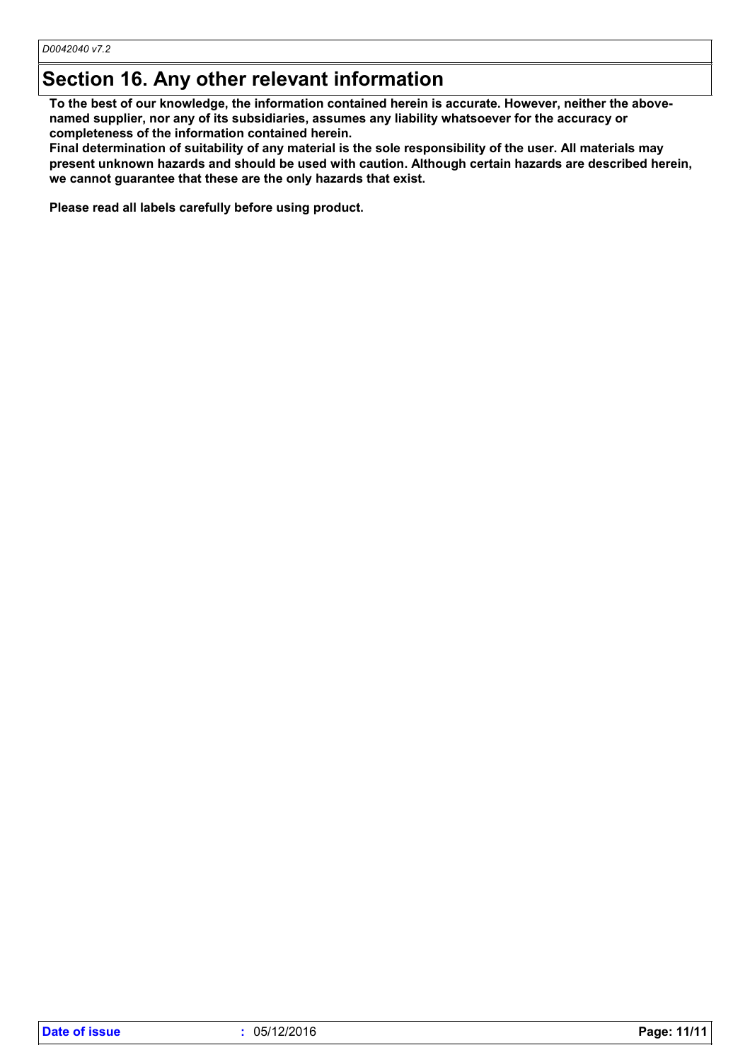## Section 16. Any other relevant information

**To the best of our knowledge, the information contained herein is accurate. However, neither the above-named supplier, nor any of its subsidiaries, assumes any liability whatsoever for the accuracy or completeness of the information contained herein.**
**Final determination of suitability of any material is the sole responsibility of the user. All materials may present unknown hazards and should be used with caution. Although certain hazards are described herein, we cannot guarantee that these are the only hazards that exist.**

**Please read all labels carefully before using product.**